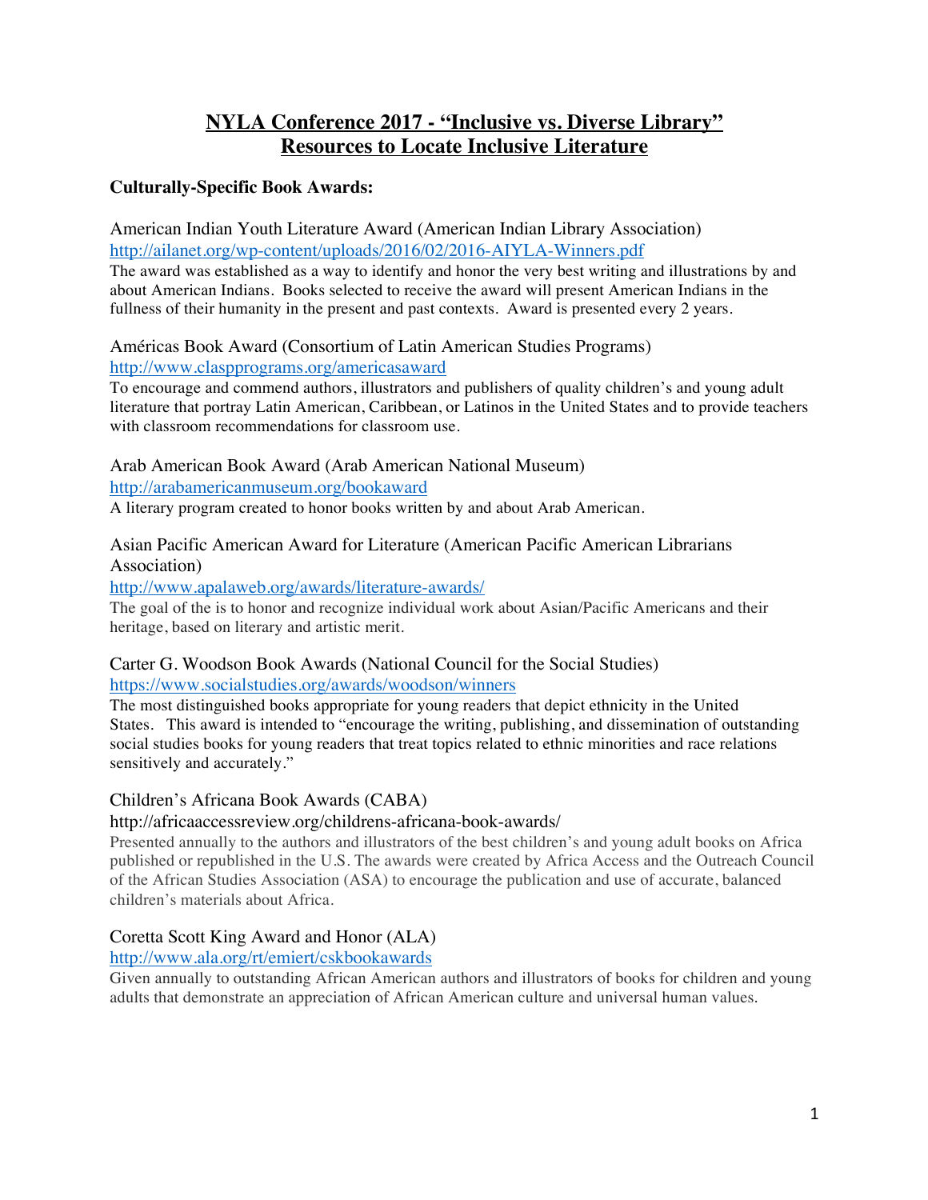# NYLA Conference 2017 - "Inclusive vs. Diverse Library"
# Resources to Locate Inclusive Literature

### Culturally-Specific Book Awards:

American Indian Youth Literature Award (American Indian Library Association)
http://ailanet.org/wp-content/uploads/2016/02/2016-AIYLA-Winners.pdf
The award was established as a way to identify and honor the very best writing and illustrations by and about American Indians. Books selected to receive the award will present American Indians in the fullness of their humanity in the present and past contexts. Award is presented every 2 years.

Américas Book Award (Consortium of Latin American Studies Programs)
http://www.claspprograms.org/americasaward
To encourage and commend authors, illustrators and publishers of quality children's and young adult literature that portray Latin American, Caribbean, or Latinos in the United States and to provide teachers with classroom recommendations for classroom use.

Arab American Book Award (Arab American National Museum)
http://arabamericanmuseum.org/bookaward
A literary program created to honor books written by and about Arab American.

Asian Pacific American Award for Literature (American Pacific American Librarians Association)
http://www.apalaweb.org/awards/literature-awards/
The goal of the is to honor and recognize individual work about Asian/Pacific Americans and their heritage, based on literary and artistic merit.

Carter G. Woodson Book Awards (National Council for the Social Studies)
https://www.socialstudies.org/awards/woodson/winners
The most distinguished books appropriate for young readers that depict ethnicity in the United States. This award is intended to "encourage the writing, publishing, and dissemination of outstanding social studies books for young readers that treat topics related to ethnic minorities and race relations sensitively and accurately."

Children's Africana Book Awards (CABA)
http://africaaccessreview.org/childrens-africana-book-awards/
Presented annually to the authors and illustrators of the best children's and young adult books on Africa published or republished in the U.S. The awards were created by Africa Access and the Outreach Council of the African Studies Association (ASA) to encourage the publication and use of accurate, balanced children's materials about Africa.

Coretta Scott King Award and Honor (ALA)
http://www.ala.org/rt/emiert/cskbookawards
Given annually to outstanding African American authors and illustrators of books for children and young adults that demonstrate an appreciation of African American culture and universal human values.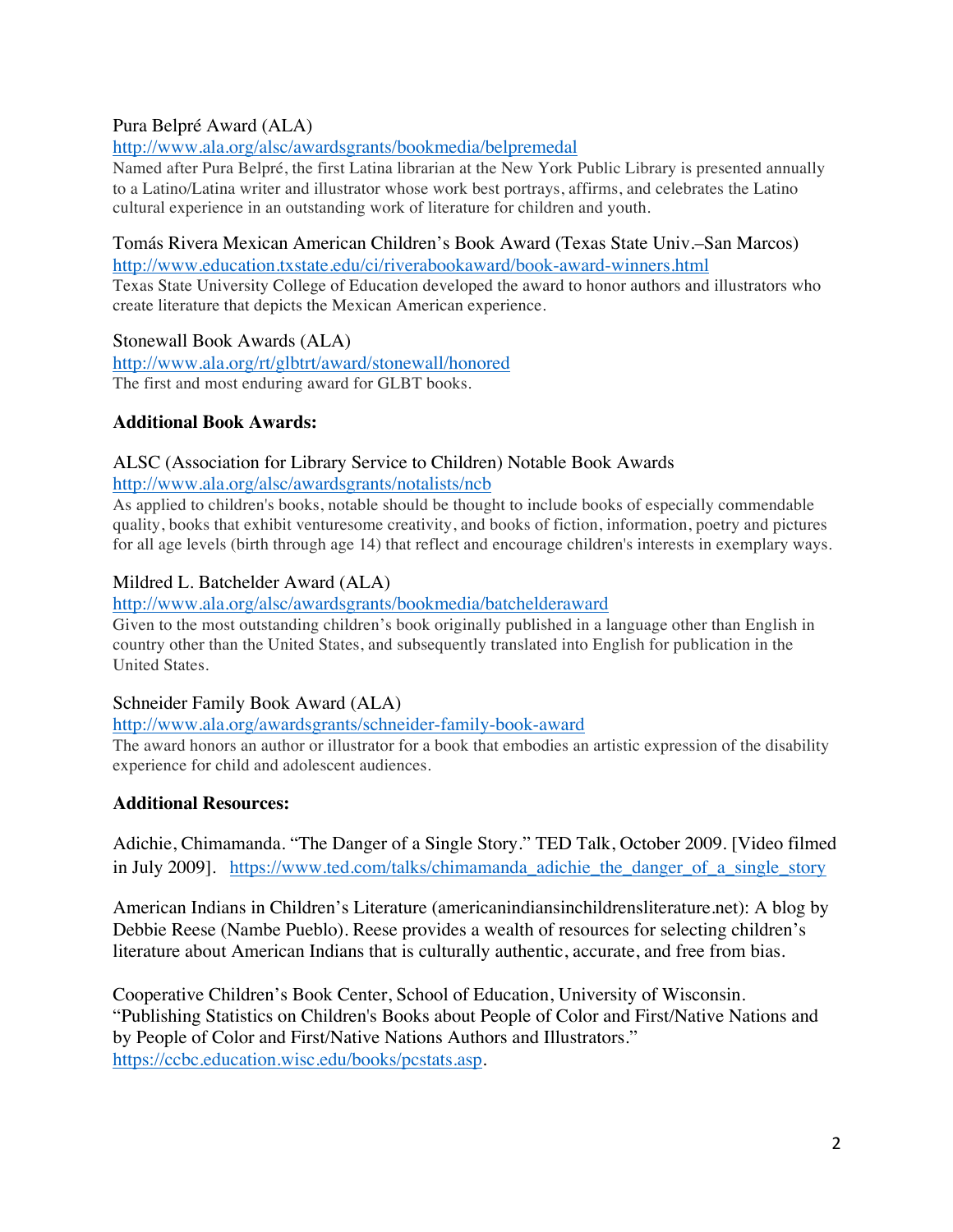Pura Belpré Award (ALA)
http://www.ala.org/alsc/awardsgrants/bookmedia/belpremedal
Named after Pura Belpré, the first Latina librarian at the New York Public Library is presented annually to a Latino/Latina writer and illustrator whose work best portrays, affirms, and celebrates the Latino cultural experience in an outstanding work of literature for children and youth.

Tomás Rivera Mexican American Children's Book Award (Texas State Univ.–San Marcos)
http://www.education.txstate.edu/ci/riverabookaward/book-award-winners.html
Texas State University College of Education developed the award to honor authors and illustrators who create literature that depicts the Mexican American experience.

Stonewall Book Awards (ALA)
http://www.ala.org/rt/glbtrt/award/stonewall/honored
The first and most enduring award for GLBT books.

**Additional Book Awards:**

ALSC (Association for Library Service to Children) Notable Book Awards
http://www.ala.org/alsc/awardsgrants/notalists/ncb
As applied to children's books, notable should be thought to include books of especially commendable quality, books that exhibit venturesome creativity, and books of fiction, information, poetry and pictures for all age levels (birth through age 14) that reflect and encourage children's interests in exemplary ways.

Mildred L. Batchelder Award (ALA)
http://www.ala.org/alsc/awardsgrants/bookmedia/batchelderaward
Given to the most outstanding children's book originally published in a language other than English in country other than the United States, and subsequently translated into English for publication in the United States.

Schneider Family Book Award (ALA)
http://www.ala.org/awardsgrants/schneider-family-book-award
The award honors an author or illustrator for a book that embodies an artistic expression of the disability experience for child and adolescent audiences.

**Additional Resources:**

Adichie, Chimamanda. "The Danger of a Single Story." TED Talk, October 2009. [Video filmed in July 2009]. https://www.ted.com/talks/chimamanda_adichie_the_danger_of_a_single_story

American Indians in Children's Literature (americanindiansinchildrensliterature.net): A blog by Debbie Reese (Nambe Pueblo). Reese provides a wealth of resources for selecting children's literature about American Indians that is culturally authentic, accurate, and free from bias.

Cooperative Children's Book Center, School of Education, University of Wisconsin. "Publishing Statistics on Children's Books about People of Color and First/Native Nations and by People of Color and First/Native Nations Authors and Illustrators." https://ccbc.education.wisc.edu/books/pcstats.asp.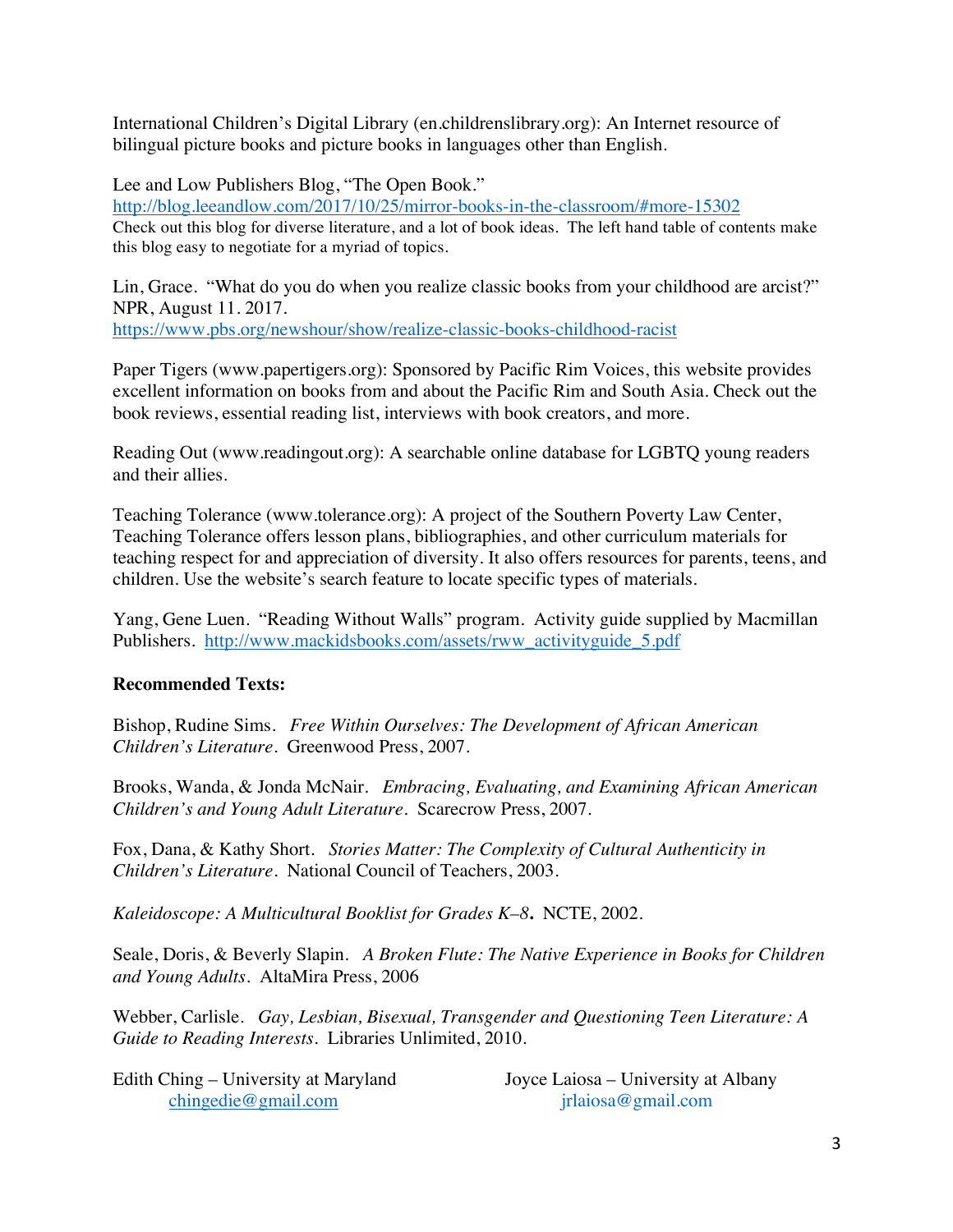International Children's Digital Library (en.childrenslibrary.org): An Internet resource of bilingual picture books and picture books in languages other than English.

Lee and Low Publishers Blog, "The Open Book."
http://blog.leeandlow.com/2017/10/25/mirror-books-in-the-classroom/#more-15302
Check out this blog for diverse literature, and a lot of book ideas. The left hand table of contents make this blog easy to negotiate for a myriad of topics.

Lin, Grace. "What do you do when you realize classic books from your childhood are arcist?" NPR, August 11. 2017.
https://www.pbs.org/newshour/show/realize-classic-books-childhood-racist

Paper Tigers (www.papertigers.org): Sponsored by Pacific Rim Voices, this website provides excellent information on books from and about the Pacific Rim and South Asia. Check out the book reviews, essential reading list, interviews with book creators, and more.

Reading Out (www.readingout.org): A searchable online database for LGBTQ young readers and their allies.

Teaching Tolerance (www.tolerance.org): A project of the Southern Poverty Law Center, Teaching Tolerance offers lesson plans, bibliographies, and other curriculum materials for teaching respect for and appreciation of diversity. It also offers resources for parents, teens, and children. Use the website's search feature to locate specific types of materials.

Yang, Gene Luen. "Reading Without Walls" program. Activity guide supplied by Macmillan Publishers. http://www.mackidsbooks.com/assets/rww_activityguide_5.pdf

**Recommended Texts:**

Bishop, Rudine Sims. *Free Within Ourselves: The Development of African American Children's Literature*. Greenwood Press, 2007.

Brooks, Wanda, & Jonda McNair. *Embracing, Evaluating, and Examining African American Children's and Young Adult Literature*. Scarecrow Press, 2007.

Fox, Dana, & Kathy Short. *Stories Matter: The Complexity of Cultural Authenticity in Children's Literature*. National Council of Teachers, 2003.

*Kaleidoscope: A Multicultural Booklist for Grades K–8***.** NCTE, 2002.

Seale, Doris, & Beverly Slapin. *A Broken Flute: The Native Experience in Books for Children and Young Adults*. AltaMira Press, 2006

Webber, Carlisle. *Gay, Lesbian, Bisexual, Transgender and Questioning Teen Literature: A Guide to Reading Interests*. Libraries Unlimited, 2010.

Edith Ching – University at Maryland
chingedie@gmail.com

Joyce Laiosa – University at Albany
jrlaiosa@gmail.com